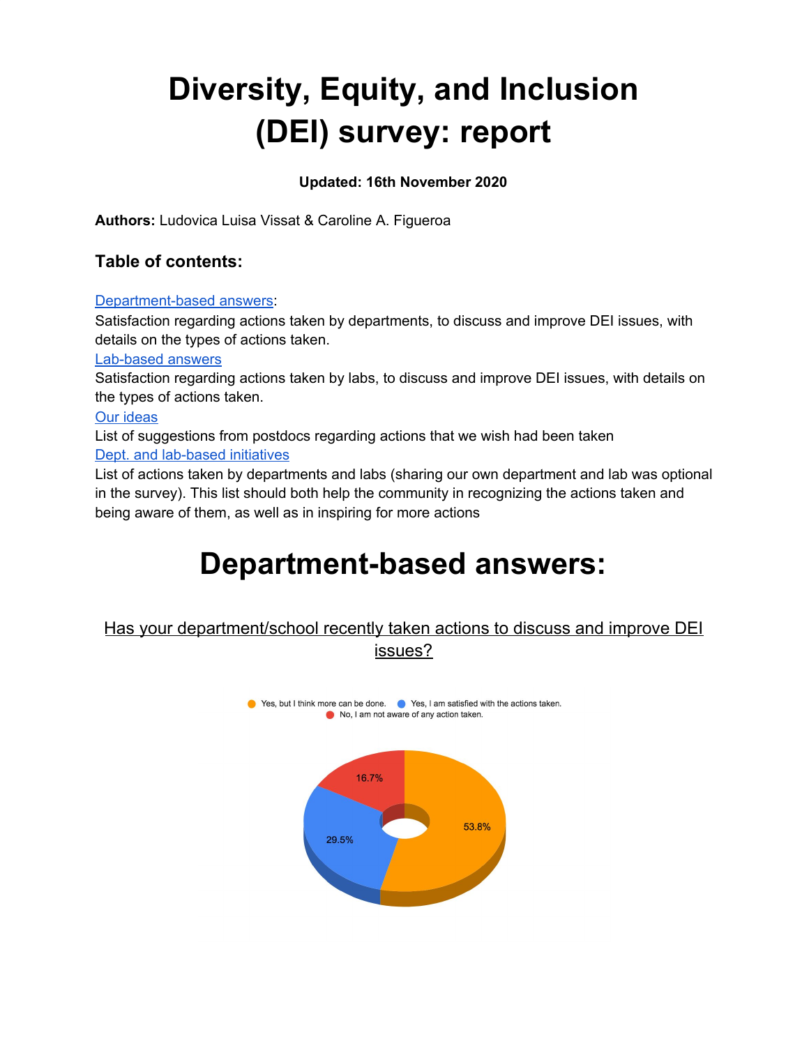# Diversity, Equity, and Inclusion (DEI) survey: report

**Updated: 16th November 2020**

**Authors:** Ludovica Luisa Vissat & Caroline A. Figueroa

### Table of contents:

[Department-based answers](#department-based-answers):
Satisfaction regarding actions taken by departments, to discuss and improve DEI issues, with details on the types of actions taken.

[Lab-based answers](#lab-based-answers)
Satisfaction regarding actions taken by labs, to discuss and improve DEI issues, with details on the types of actions taken.

[Our ideas](#our-ideas)
List of suggestions from postdocs regarding actions that we wish had been taken

[Dept. and lab-based initiatives](#dept-and-lab-based-initiatives)
List of actions taken by departments and labs (sharing our own department and lab was optional in the survey). This list should both help the community in recognizing the actions taken and being aware of them, as well as in inspiring for more actions

# Department-based answers:

Has your department/school recently taken actions to discuss and improve DEI issues?

Yes, but I think more can be done. Yes, I am satisfied with the actions taken. No, I am not aware of any action taken.

16.7%

29.5%

53.8%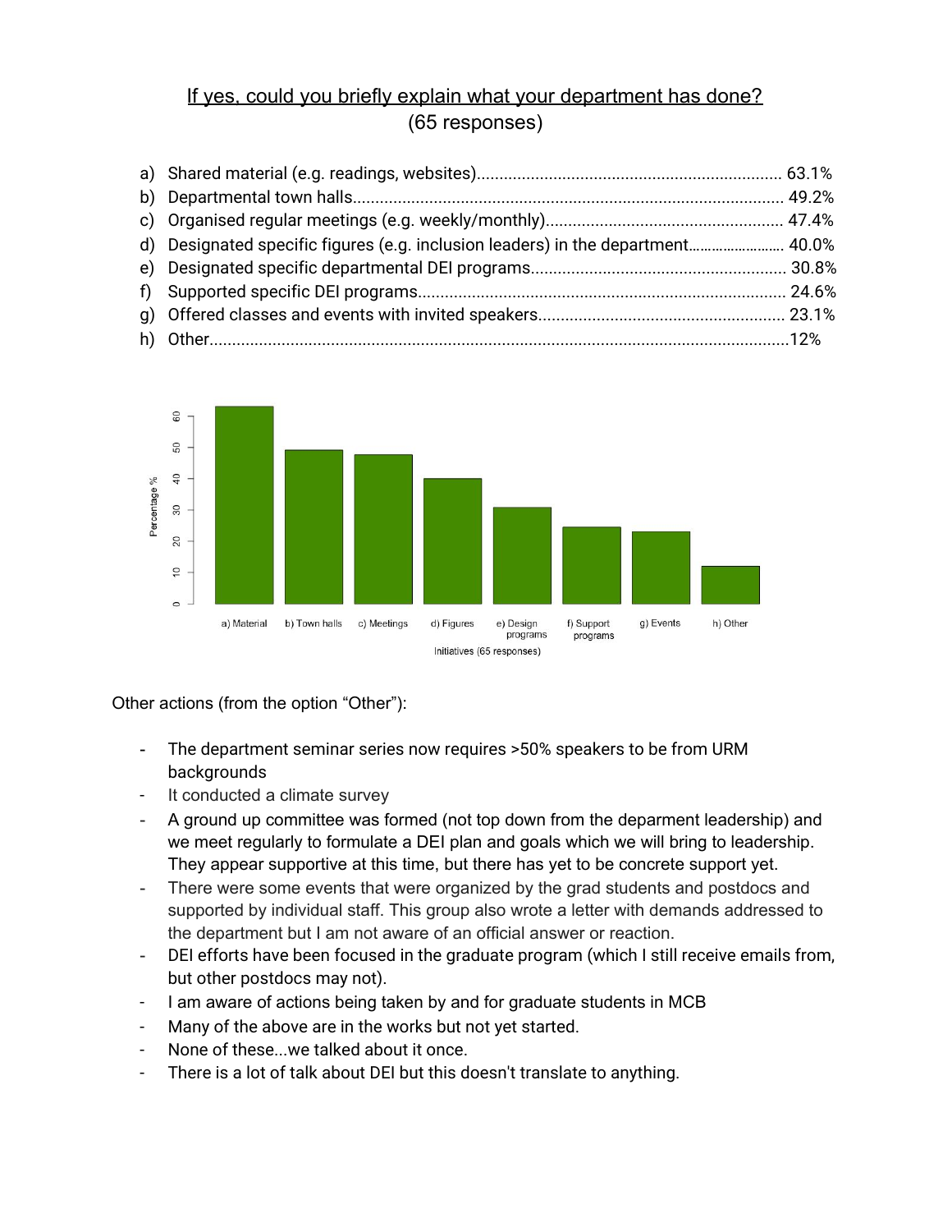## If yes, could you briefly explain what your department has done?
(65 responses)

a) Shared material (e.g. readings, websites).................................................................... 63.1%
b) Departmental town halls................................................................................................ 49.2%
c) Organised regular meetings (e.g. weekly/monthly)..................................................... 47.4%
d) Designated specific figures (e.g. inclusion leaders) in the department........................ 40.0%
e) Designated specific departmental DEI programs......................................................... 30.8%
f) Supported specific DEI programs.................................................................................. 24.6%
g) Offered classes and events with invited speakers....................................................... 23.1%
h) Other.................................................................................................................................12%

Other actions (from the option "Other"):

- The department seminar series now requires >50% speakers to be from URM backgrounds
- It conducted a climate survey
- A ground up committee was formed (not top down from the deparment leadership) and we meet regularly to formulate a DEI plan and goals which we will bring to leadership. They appear supportive at this time, but there has yet to be concrete support yet.
- There were some events that were organized by the grad students and postdocs and supported by individual staff. This group also wrote a letter with demands addressed to the department but I am not aware of an official answer or reaction.
- DEI efforts have been focused in the graduate program (which I still receive emails from, but other postdocs may not).
- I am aware of actions being taken by and for graduate students in MCB
- Many of the above are in the works but not yet started.
- None of these...we talked about it once.
- There is a lot of talk about DEI but this doesn't translate to anything.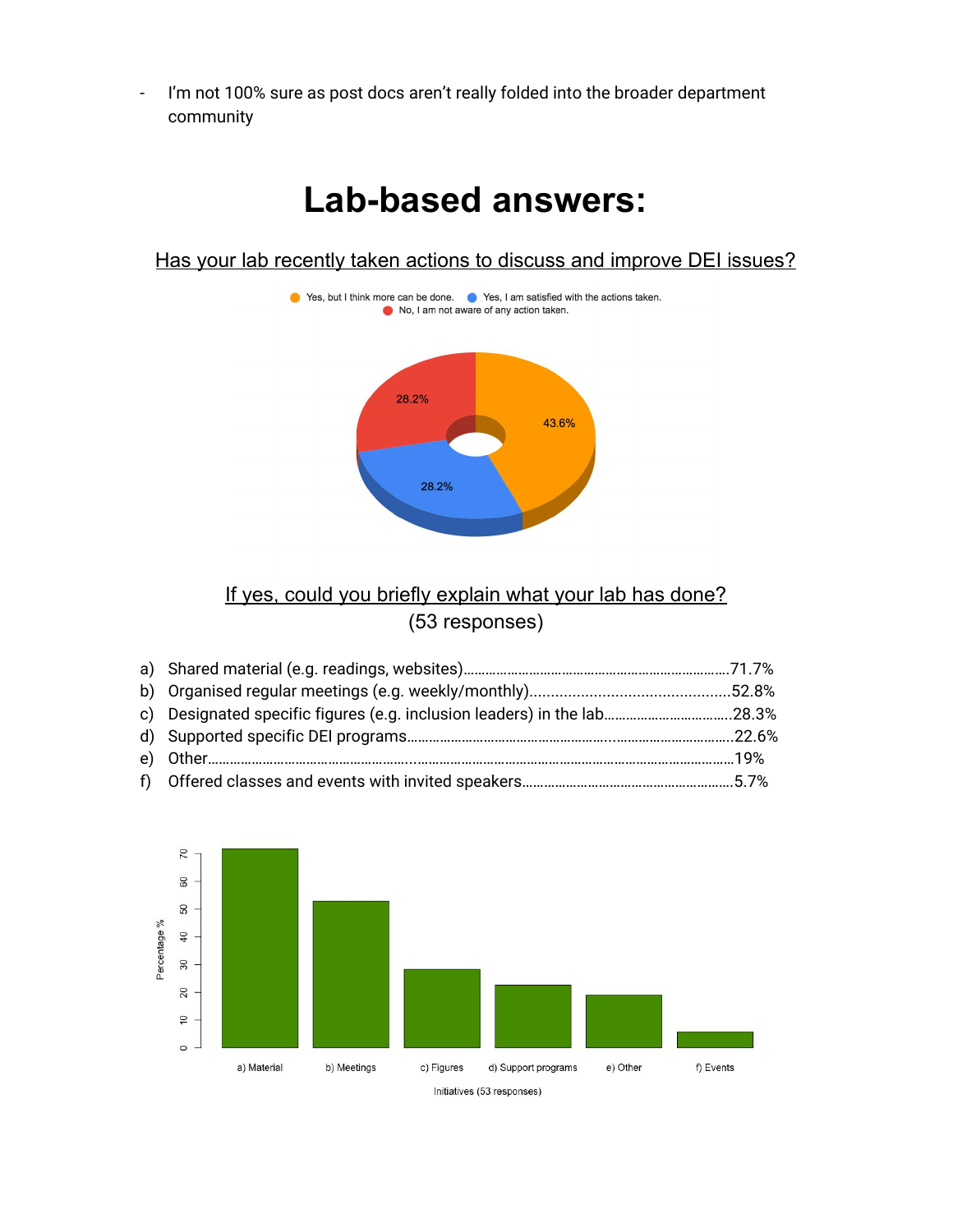- I'm not 100% sure as post docs aren't really folded into the broader department community

# Lab-based answers:

## Has your lab recently taken actions to discuss and improve DEI issues?

## If yes, could you briefly explain what your lab has done?
(53 responses)

a) Shared material (e.g. readings, websites)……………………………………………………………71.7%
b) Organised regular meetings (e.g. weekly/monthly)...............................................52.8%
c) Designated specific figures (e.g. inclusion leaders) in the lab…………………………….28.3%
d) Supported specific DEI programs…………………………………………………..………………………..22.6%
e) Other……………………………………………………..……………………………………………………………19%
f) Offered classes and events with invited speakers……………………………………………….5.7%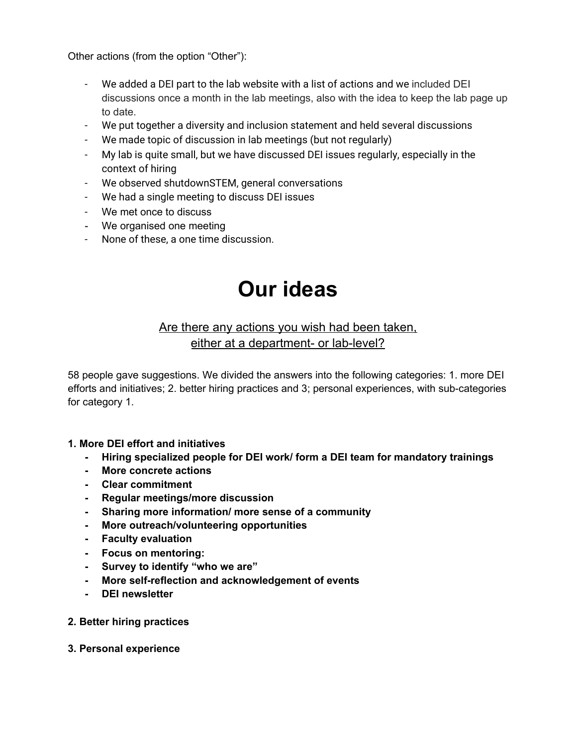Other actions (from the option "Other"):

- We added a DEI part to the lab website with a list of actions and we included DEI discussions once a month in the lab meetings, also with the idea to keep the lab page up to date.
- We put together a diversity and inclusion statement and held several discussions
- We made topic of discussion in lab meetings (but not regularly)
- My lab is quite small, but we have discussed DEI issues regularly, especially in the context of hiring
- We observed shutdownSTEM, general conversations
- We had a single meeting to discuss DEI issues
- We met once to discuss
- We organised one meeting
- None of these, a one time discussion.

# Our ideas

## Are there any actions you wish had been taken, either at a department- or lab-level?

58 people gave suggestions. We divided the answers into the following categories: 1. more DEI efforts and initiatives; 2. better hiring practices and 3; personal experiences, with sub-categories for category 1.

**1. More DEI effort and initiatives**

- **Hiring specialized people for DEI work/ form a DEI team for mandatory trainings**
- **More concrete actions**
- **Clear commitment**
- **Regular meetings/more discussion**
- **Sharing more information/ more sense of a community**
- **More outreach/volunteering opportunities**
- **Faculty evaluation**
- **Focus on mentoring:**
- **Survey to identify "who we are"**
- **More self-reflection and acknowledgement of events**
- **DEI newsletter**

**2. Better hiring practices**

**3. Personal experience**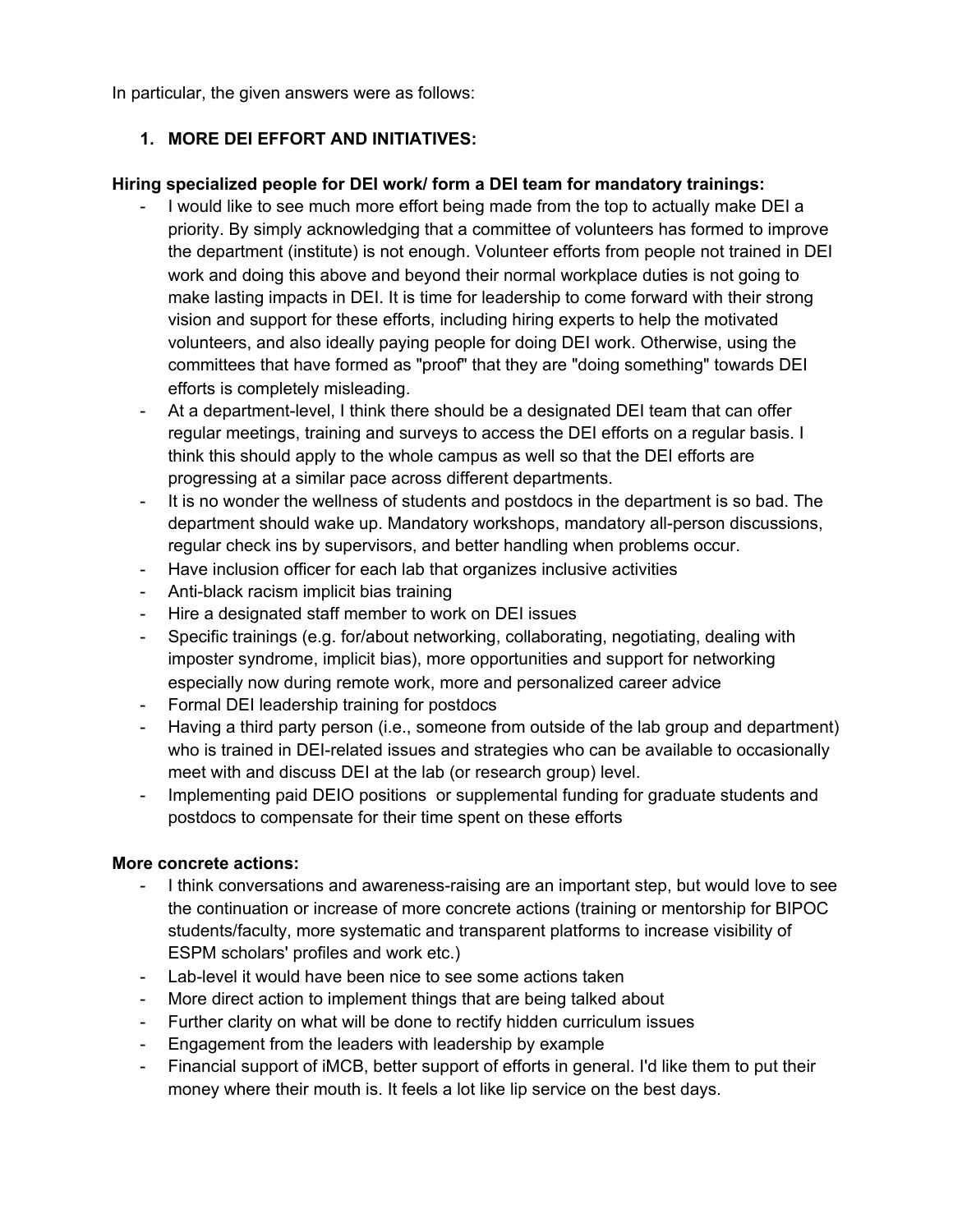In particular, the given answers were as follows:

1. **MORE DEI EFFORT AND INITIATIVES:**

**Hiring specialized people for DEI work/ form a DEI team for mandatory trainings:**

- I would like to see much more effort being made from the top to actually make DEI a priority. By simply acknowledging that a committee of volunteers has formed to improve the department (institute) is not enough. Volunteer efforts from people not trained in DEI work and doing this above and beyond their normal workplace duties is not going to make lasting impacts in DEI. It is time for leadership to come forward with their strong vision and support for these efforts, including hiring experts to help the motivated volunteers, and also ideally paying people for doing DEI work. Otherwise, using the committees that have formed as "proof" that they are "doing something" towards DEI efforts is completely misleading.
- At a department-level, I think there should be a designated DEI team that can offer regular meetings, training and surveys to access the DEI efforts on a regular basis. I think this should apply to the whole campus as well so that the DEI efforts are progressing at a similar pace across different departments.
- It is no wonder the wellness of students and postdocs in the department is so bad. The department should wake up. Mandatory workshops, mandatory all-person discussions, regular check ins by supervisors, and better handling when problems occur.
- Have inclusion officer for each lab that organizes inclusive activities
- Anti-black racism implicit bias training
- Hire a designated staff member to work on DEI issues
- Specific trainings (e.g. for/about networking, collaborating, negotiating, dealing with imposter syndrome, implicit bias), more opportunities and support for networking especially now during remote work, more and personalized career advice
- Formal DEI leadership training for postdocs
- Having a third party person (i.e., someone from outside of the lab group and department) who is trained in DEI-related issues and strategies who can be available to occasionally meet with and discuss DEI at the lab (or research group) level.
- Implementing paid DEIO positions or supplemental funding for graduate students and postdocs to compensate for their time spent on these efforts

**More concrete actions:**

- I think conversations and awareness-raising are an important step, but would love to see the continuation or increase of more concrete actions (training or mentorship for BIPOC students/faculty, more systematic and transparent platforms to increase visibility of ESPM scholars' profiles and work etc.)
- Lab-level it would have been nice to see some actions taken
- More direct action to implement things that are being talked about
- Further clarity on what will be done to rectify hidden curriculum issues
- Engagement from the leaders with leadership by example
- Financial support of iMCB, better support of efforts in general. I'd like them to put their money where their mouth is. It feels a lot like lip service on the best days.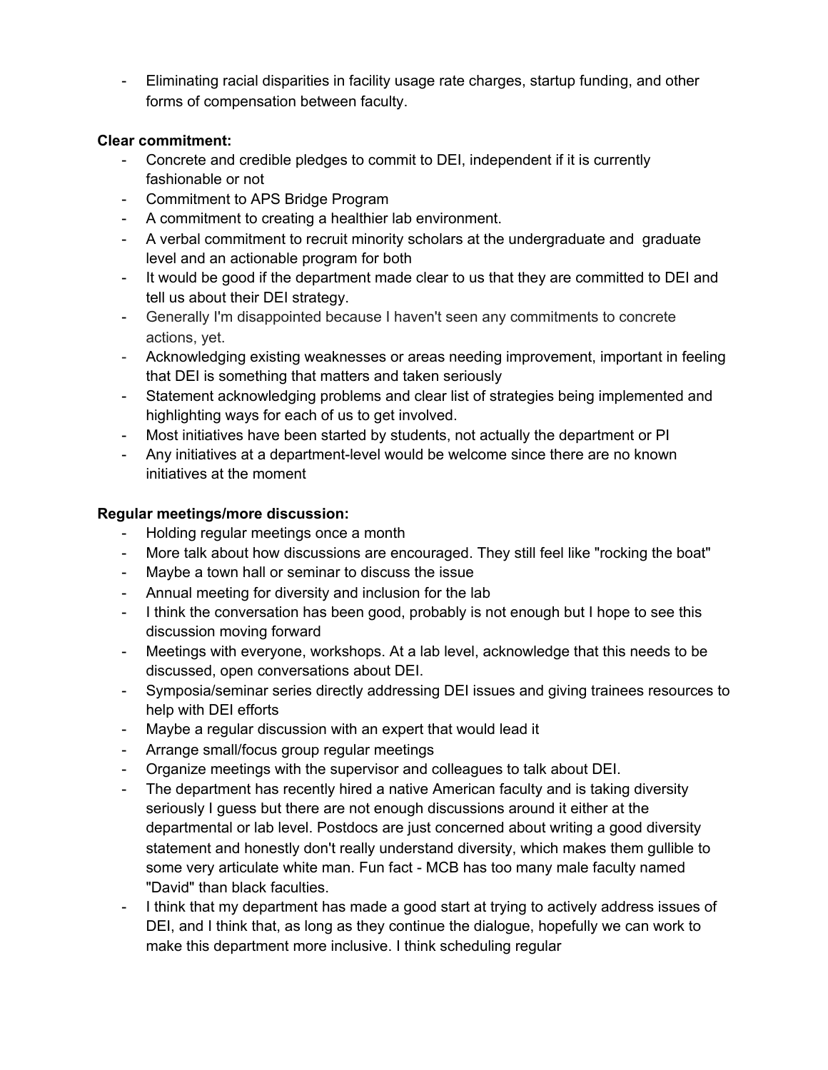- Eliminating racial disparities in facility usage rate charges, startup funding, and other forms of compensation between faculty.

**Clear commitment:**

- Concrete and credible pledges to commit to DEI, independent if it is currently fashionable or not
- Commitment to APS Bridge Program
- A commitment to creating a healthier lab environment.
- A verbal commitment to recruit minority scholars at the undergraduate and graduate level and an actionable program for both
- It would be good if the department made clear to us that they are committed to DEI and tell us about their DEI strategy.
- Generally I'm disappointed because I haven't seen any commitments to concrete actions, yet.
- Acknowledging existing weaknesses or areas needing improvement, important in feeling that DEI is something that matters and taken seriously
- Statement acknowledging problems and clear list of strategies being implemented and highlighting ways for each of us to get involved.
- Most initiatives have been started by students, not actually the department or PI
- Any initiatives at a department-level would be welcome since there are no known initiatives at the moment

**Regular meetings/more discussion:**

- Holding regular meetings once a month
- More talk about how discussions are encouraged. They still feel like "rocking the boat"
- Maybe a town hall or seminar to discuss the issue
- Annual meeting for diversity and inclusion for the lab
- I think the conversation has been good, probably is not enough but I hope to see this discussion moving forward
- Meetings with everyone, workshops. At a lab level, acknowledge that this needs to be discussed, open conversations about DEI.
- Symposia/seminar series directly addressing DEI issues and giving trainees resources to help with DEI efforts
- Maybe a regular discussion with an expert that would lead it
- Arrange small/focus group regular meetings
- Organize meetings with the supervisor and colleagues to talk about DEI.
- The department has recently hired a native American faculty and is taking diversity seriously I guess but there are not enough discussions around it either at the departmental or lab level. Postdocs are just concerned about writing a good diversity statement and honestly don't really understand diversity, which makes them gullible to some very articulate white man. Fun fact - MCB has too many male faculty named "David" than black faculties.
- I think that my department has made a good start at trying to actively address issues of DEI, and I think that, as long as they continue the dialogue, hopefully we can work to make this department more inclusive. I think scheduling regular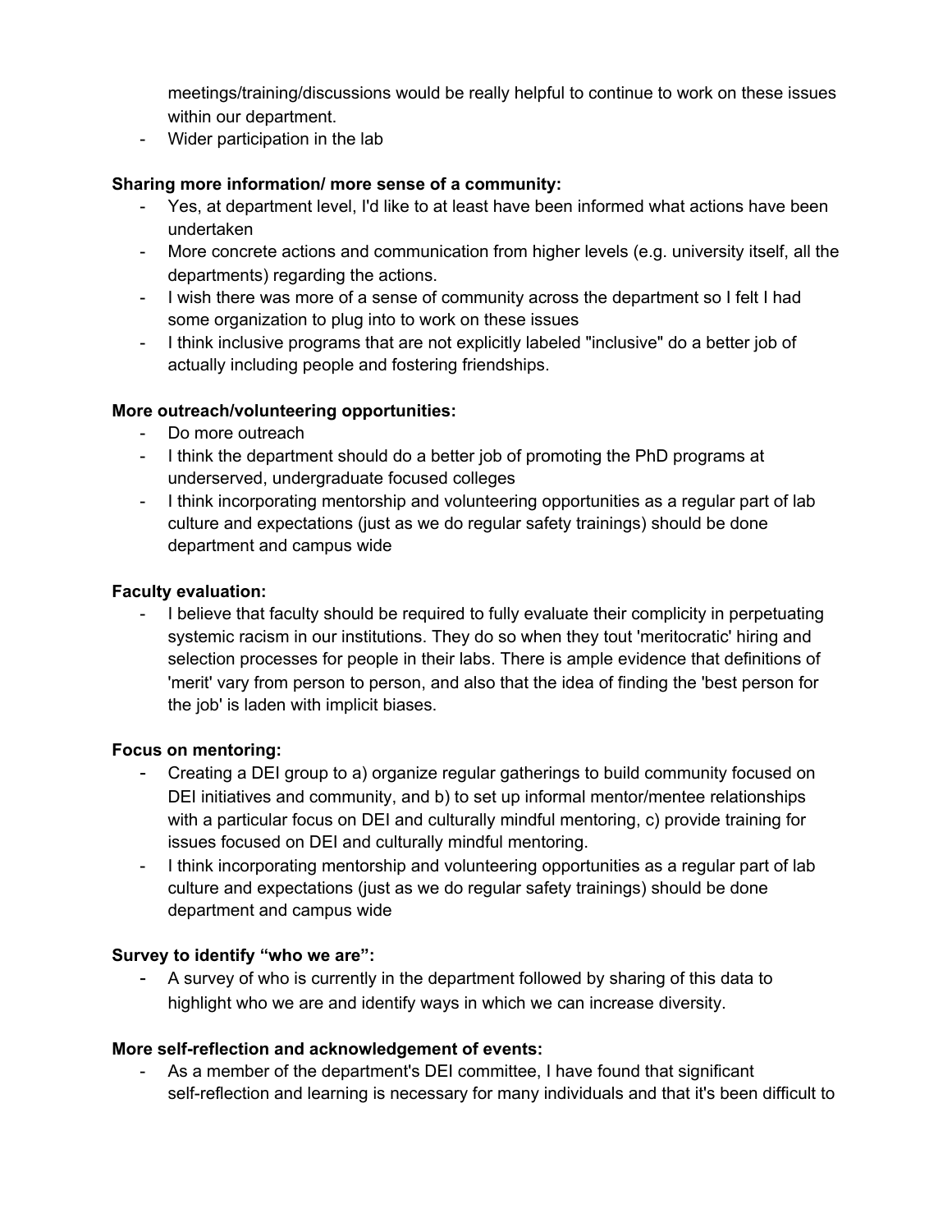meetings/training/discussions would be really helpful to continue to work on these issues within our department.

- Wider participation in the lab

**Sharing more information/ more sense of a community:**

- Yes, at department level, I'd like to at least have been informed what actions have been undertaken
- More concrete actions and communication from higher levels (e.g. university itself, all the departments) regarding the actions.
- I wish there was more of a sense of community across the department so I felt I had some organization to plug into to work on these issues
- I think inclusive programs that are not explicitly labeled "inclusive" do a better job of actually including people and fostering friendships.

**More outreach/volunteering opportunities:**

- Do more outreach
- I think the department should do a better job of promoting the PhD programs at underserved, undergraduate focused colleges
- I think incorporating mentorship and volunteering opportunities as a regular part of lab culture and expectations (just as we do regular safety trainings) should be done department and campus wide

**Faculty evaluation:**

- I believe that faculty should be required to fully evaluate their complicity in perpetuating systemic racism in our institutions. They do so when they tout 'meritocratic' hiring and selection processes for people in their labs. There is ample evidence that definitions of 'merit' vary from person to person, and also that the idea of finding the 'best person for the job' is laden with implicit biases.

**Focus on mentoring:**

- Creating a DEI group to a) organize regular gatherings to build community focused on DEI initiatives and community, and b) to set up informal mentor/mentee relationships with a particular focus on DEI and culturally mindful mentoring, c) provide training for issues focused on DEI and culturally mindful mentoring.
- I think incorporating mentorship and volunteering opportunities as a regular part of lab culture and expectations (just as we do regular safety trainings) should be done department and campus wide

**Survey to identify "who we are":**

- A survey of who is currently in the department followed by sharing of this data to highlight who we are and identify ways in which we can increase diversity.

**More self-reflection and acknowledgement of events:**

- As a member of the department's DEI committee, I have found that significant self-reflection and learning is necessary for many individuals and that it's been difficult to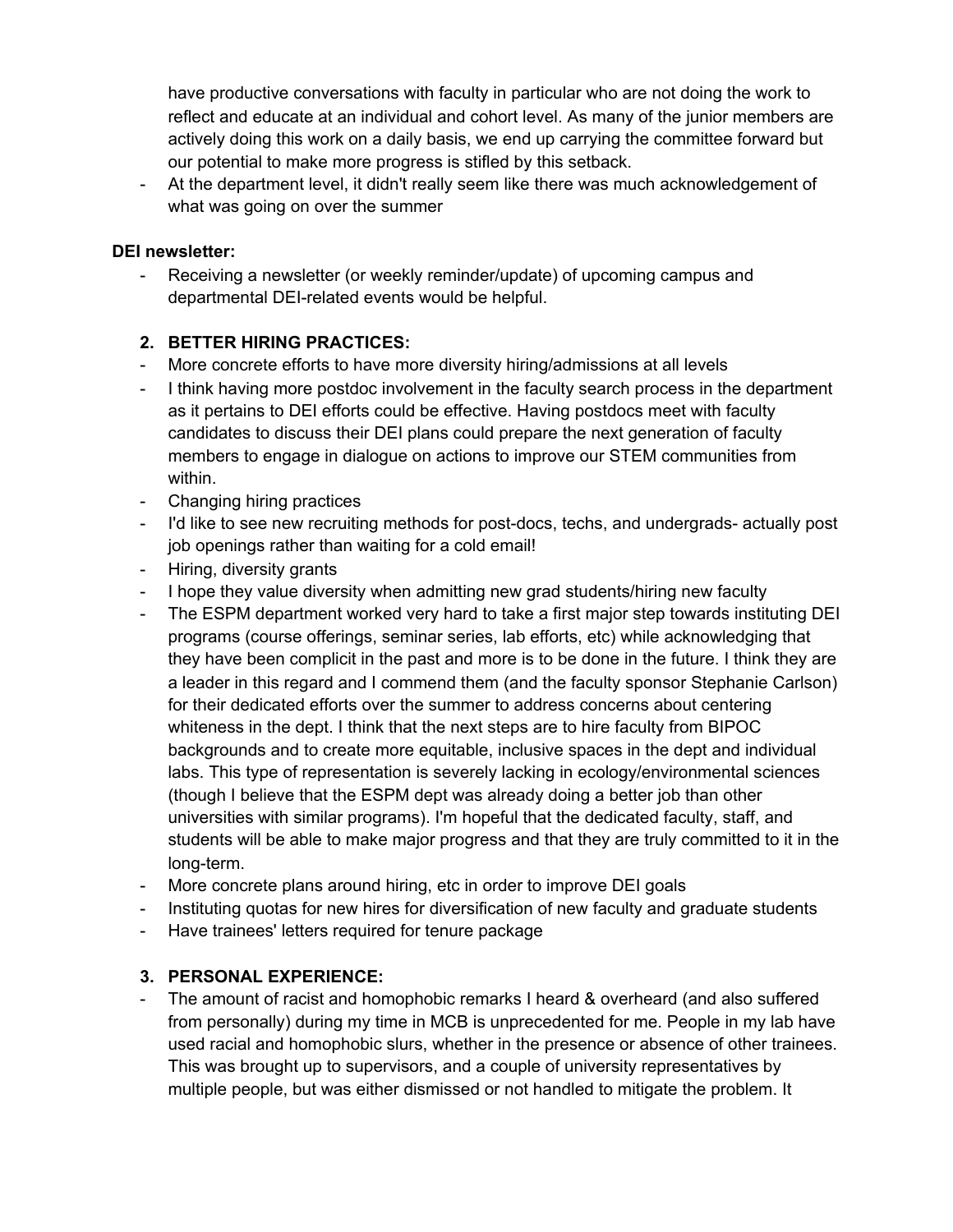have productive conversations with faculty in particular who are not doing the work to reflect and educate at an individual and cohort level. As many of the junior members are actively doing this work on a daily basis, we end up carrying the committee forward but our potential to make more progress is stifled by this setback.

- At the department level, it didn't really seem like there was much acknowledgement of what was going on over the summer

**DEI newsletter:**

- Receiving a newsletter (or weekly reminder/update) of upcoming campus and departmental DEI-related events would be helpful.

2. **BETTER HIRING PRACTICES:**

- More concrete efforts to have more diversity hiring/admissions at all levels
- I think having more postdoc involvement in the faculty search process in the department as it pertains to DEI efforts could be effective. Having postdocs meet with faculty candidates to discuss their DEI plans could prepare the next generation of faculty members to engage in dialogue on actions to improve our STEM communities from within.
- Changing hiring practices
- I'd like to see new recruiting methods for post-docs, techs, and undergrads- actually post job openings rather than waiting for a cold email!
- Hiring, diversity grants
- I hope they value diversity when admitting new grad students/hiring new faculty
- The ESPM department worked very hard to take a first major step towards instituting DEI programs (course offerings, seminar series, lab efforts, etc) while acknowledging that they have been complicit in the past and more is to be done in the future. I think they are a leader in this regard and I commend them (and the faculty sponsor Stephanie Carlson) for their dedicated efforts over the summer to address concerns about centering whiteness in the dept. I think that the next steps are to hire faculty from BIPOC backgrounds and to create more equitable, inclusive spaces in the dept and individual labs. This type of representation is severely lacking in ecology/environmental sciences (though I believe that the ESPM dept was already doing a better job than other universities with similar programs). I'm hopeful that the dedicated faculty, staff, and students will be able to make major progress and that they are truly committed to it in the long-term.
- More concrete plans around hiring, etc in order to improve DEI goals
- Instituting quotas for new hires for diversification of new faculty and graduate students
- Have trainees' letters required for tenure package

3. **PERSONAL EXPERIENCE:**

- The amount of racist and homophobic remarks I heard & overheard (and also suffered from personally) during my time in MCB is unprecedented for me. People in my lab have used racial and homophobic slurs, whether in the presence or absence of other trainees. This was brought up to supervisors, and a couple of university representatives by multiple people, but was either dismissed or not handled to mitigate the problem. It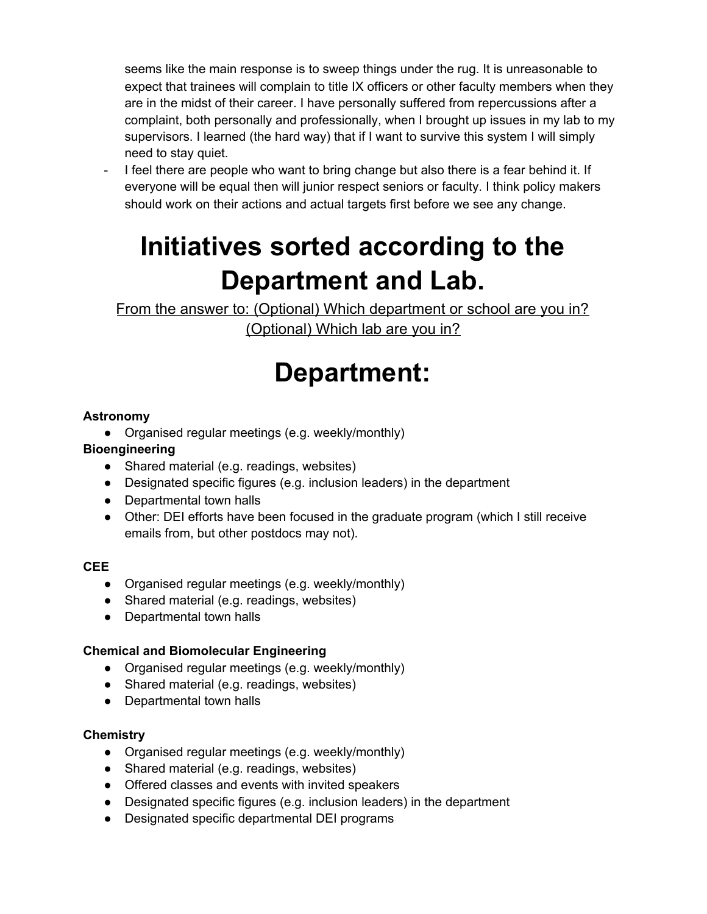seems like the main response is to sweep things under the rug. It is unreasonable to expect that trainees will complain to title IX officers or other faculty members when they are in the midst of their career. I have personally suffered from repercussions after a complaint, both personally and professionally, when I brought up issues in my lab to my supervisors. I learned (the hard way) that if I want to survive this system I will simply need to stay quiet.

- I feel there are people who want to bring change but also there is a fear behind it. If everyone will be equal then will junior respect seniors or faculty. I think policy makers should work on their actions and actual targets first before we see any change.

# Initiatives sorted according to the Department and Lab.

<u>From the answer to: (Optional) Which department or school are you in? (Optional) Which lab are you in?</u>

# Department:

**Astronomy**

- Organised regular meetings (e.g. weekly/monthly)

**Bioengineering**

- Shared material (e.g. readings, websites)
- Designated specific figures (e.g. inclusion leaders) in the department
- Departmental town halls
- Other: DEI efforts have been focused in the graduate program (which I still receive emails from, but other postdocs may not).

**CEE**

- Organised regular meetings (e.g. weekly/monthly)
- Shared material (e.g. readings, websites)
- Departmental town halls

**Chemical and Biomolecular Engineering**

- Organised regular meetings (e.g. weekly/monthly)
- Shared material (e.g. readings, websites)
- Departmental town halls

**Chemistry**

- Organised regular meetings (e.g. weekly/monthly)
- Shared material (e.g. readings, websites)
- Offered classes and events with invited speakers
- Designated specific figures (e.g. inclusion leaders) in the department
- Designated specific departmental DEI programs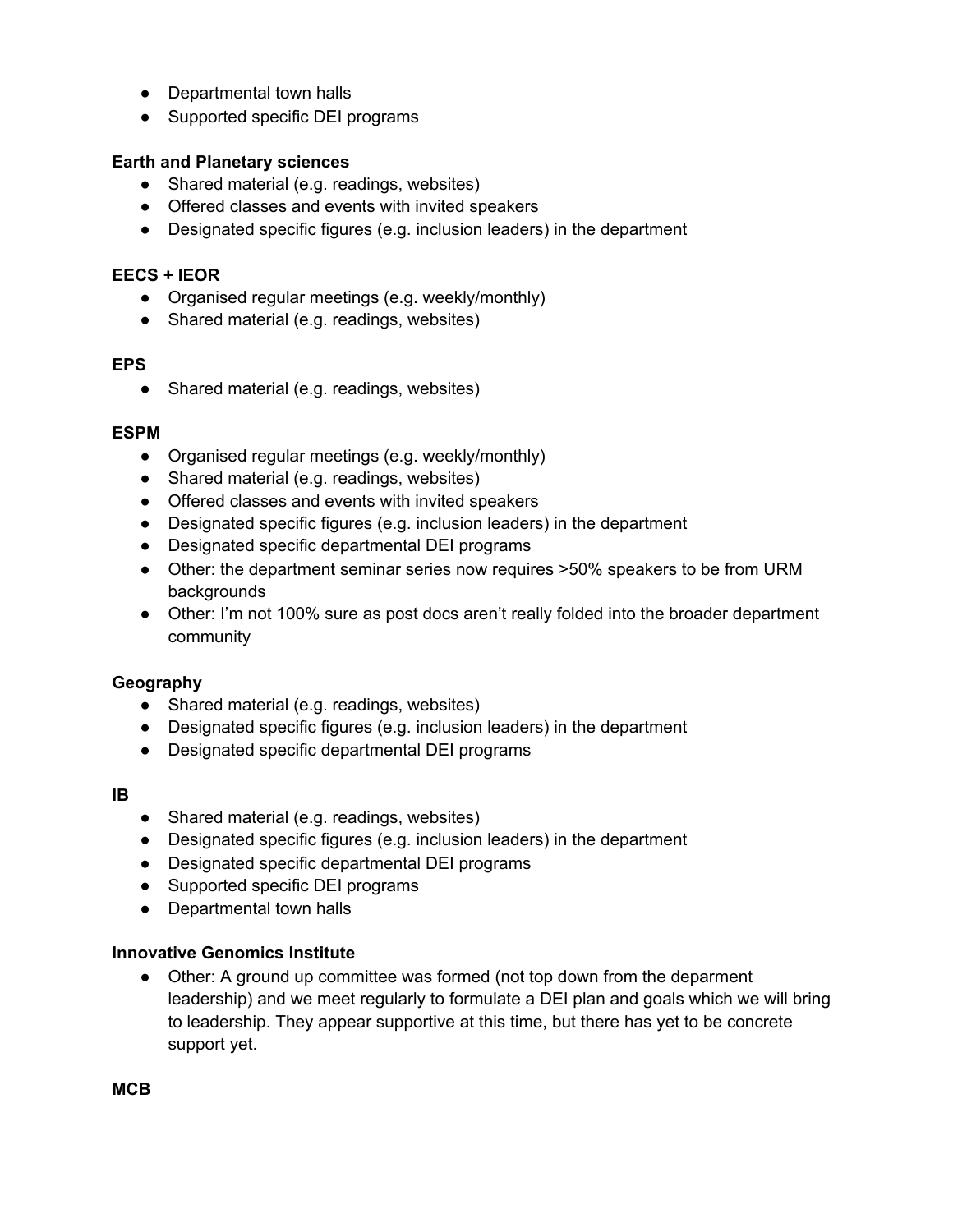- Departmental town halls
- Supported specific DEI programs

**Earth and Planetary sciences**

- Shared material (e.g. readings, websites)
- Offered classes and events with invited speakers
- Designated specific figures (e.g. inclusion leaders) in the department

**EECS + IEOR**

- Organised regular meetings (e.g. weekly/monthly)
- Shared material (e.g. readings, websites)

**EPS**

- Shared material (e.g. readings, websites)

**ESPM**

- Organised regular meetings (e.g. weekly/monthly)
- Shared material (e.g. readings, websites)
- Offered classes and events with invited speakers
- Designated specific figures (e.g. inclusion leaders) in the department
- Designated specific departmental DEI programs
- Other: the department seminar series now requires >50% speakers to be from URM backgrounds
- Other: I'm not 100% sure as post docs aren't really folded into the broader department community

**Geography**

- Shared material (e.g. readings, websites)
- Designated specific figures (e.g. inclusion leaders) in the department
- Designated specific departmental DEI programs

**IB**

- Shared material (e.g. readings, websites)
- Designated specific figures (e.g. inclusion leaders) in the department
- Designated specific departmental DEI programs
- Supported specific DEI programs
- Departmental town halls

**Innovative Genomics Institute**

- Other: A ground up committee was formed (not top down from the deparment leadership) and we meet regularly to formulate a DEI plan and goals which we will bring to leadership. They appear supportive at this time, but there has yet to be concrete support yet.

**MCB**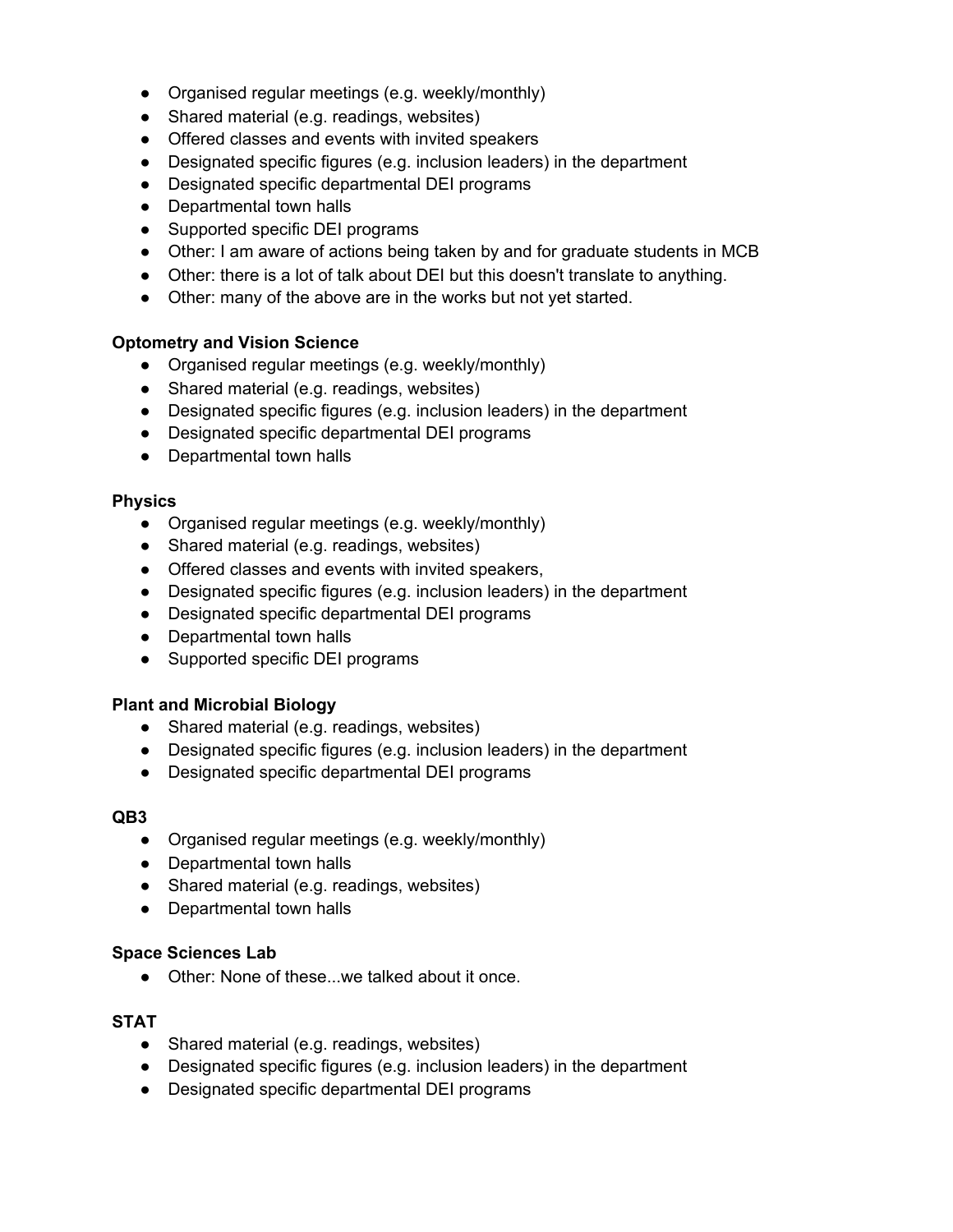- Organised regular meetings (e.g. weekly/monthly)
- Shared material (e.g. readings, websites)
- Offered classes and events with invited speakers
- Designated specific figures (e.g. inclusion leaders) in the department
- Designated specific departmental DEI programs
- Departmental town halls
- Supported specific DEI programs
- Other: I am aware of actions being taken by and for graduate students in MCB
- Other: there is a lot of talk about DEI but this doesn't translate to anything.
- Other: many of the above are in the works but not yet started.

**Optometry and Vision Science**

- Organised regular meetings (e.g. weekly/monthly)
- Shared material (e.g. readings, websites)
- Designated specific figures (e.g. inclusion leaders) in the department
- Designated specific departmental DEI programs
- Departmental town halls

**Physics**

- Organised regular meetings (e.g. weekly/monthly)
- Shared material (e.g. readings, websites)
- Offered classes and events with invited speakers,
- Designated specific figures (e.g. inclusion leaders) in the department
- Designated specific departmental DEI programs
- Departmental town halls
- Supported specific DEI programs

**Plant and Microbial Biology**

- Shared material (e.g. readings, websites)
- Designated specific figures (e.g. inclusion leaders) in the department
- Designated specific departmental DEI programs

**QB3**

- Organised regular meetings (e.g. weekly/monthly)
- Departmental town halls
- Shared material (e.g. readings, websites)
- Departmental town halls

**Space Sciences Lab**

- Other: None of these...we talked about it once.

**STAT**

- Shared material (e.g. readings, websites)
- Designated specific figures (e.g. inclusion leaders) in the department
- Designated specific departmental DEI programs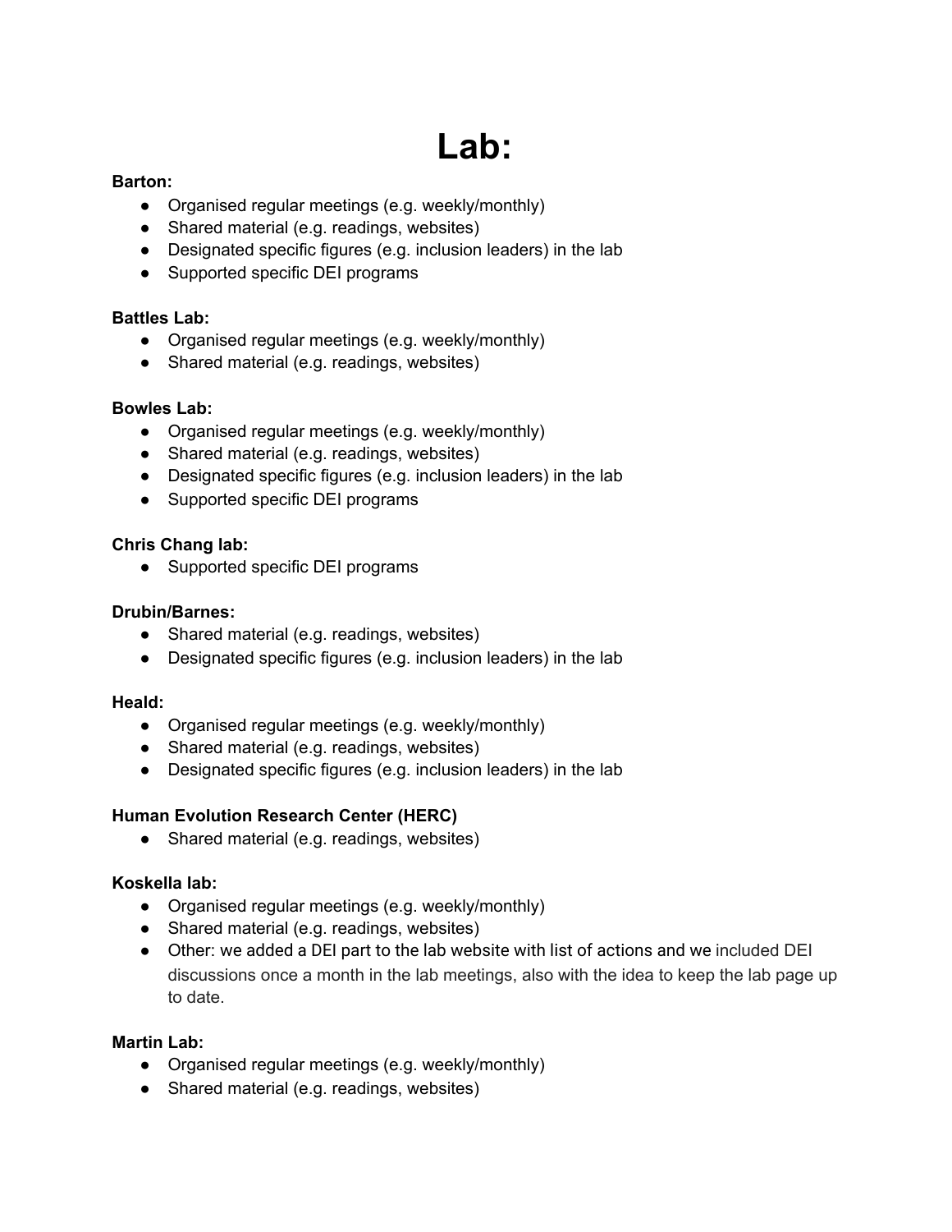# Lab:

**Barton:**

- Organised regular meetings (e.g. weekly/monthly)
- Shared material (e.g. readings, websites)
- Designated specific figures (e.g. inclusion leaders) in the lab
- Supported specific DEI programs

**Battles Lab:**

- Organised regular meetings (e.g. weekly/monthly)
- Shared material (e.g. readings, websites)

**Bowles Lab:**

- Organised regular meetings (e.g. weekly/monthly)
- Shared material (e.g. readings, websites)
- Designated specific figures (e.g. inclusion leaders) in the lab
- Supported specific DEI programs

**Chris Chang lab:**

- Supported specific DEI programs

**Drubin/Barnes:**

- Shared material (e.g. readings, websites)
- Designated specific figures (e.g. inclusion leaders) in the lab

**Heald:**

- Organised regular meetings (e.g. weekly/monthly)
- Shared material (e.g. readings, websites)
- Designated specific figures (e.g. inclusion leaders) in the lab

**Human Evolution Research Center (HERC)**

- Shared material (e.g. readings, websites)

**Koskella lab:**

- Organised regular meetings (e.g. weekly/monthly)
- Shared material (e.g. readings, websites)
- Other: we added a DEI part to the lab website with list of actions and we included DEI discussions once a month in the lab meetings, also with the idea to keep the lab page up to date.

**Martin Lab:**

- Organised regular meetings (e.g. weekly/monthly)
- Shared material (e.g. readings, websites)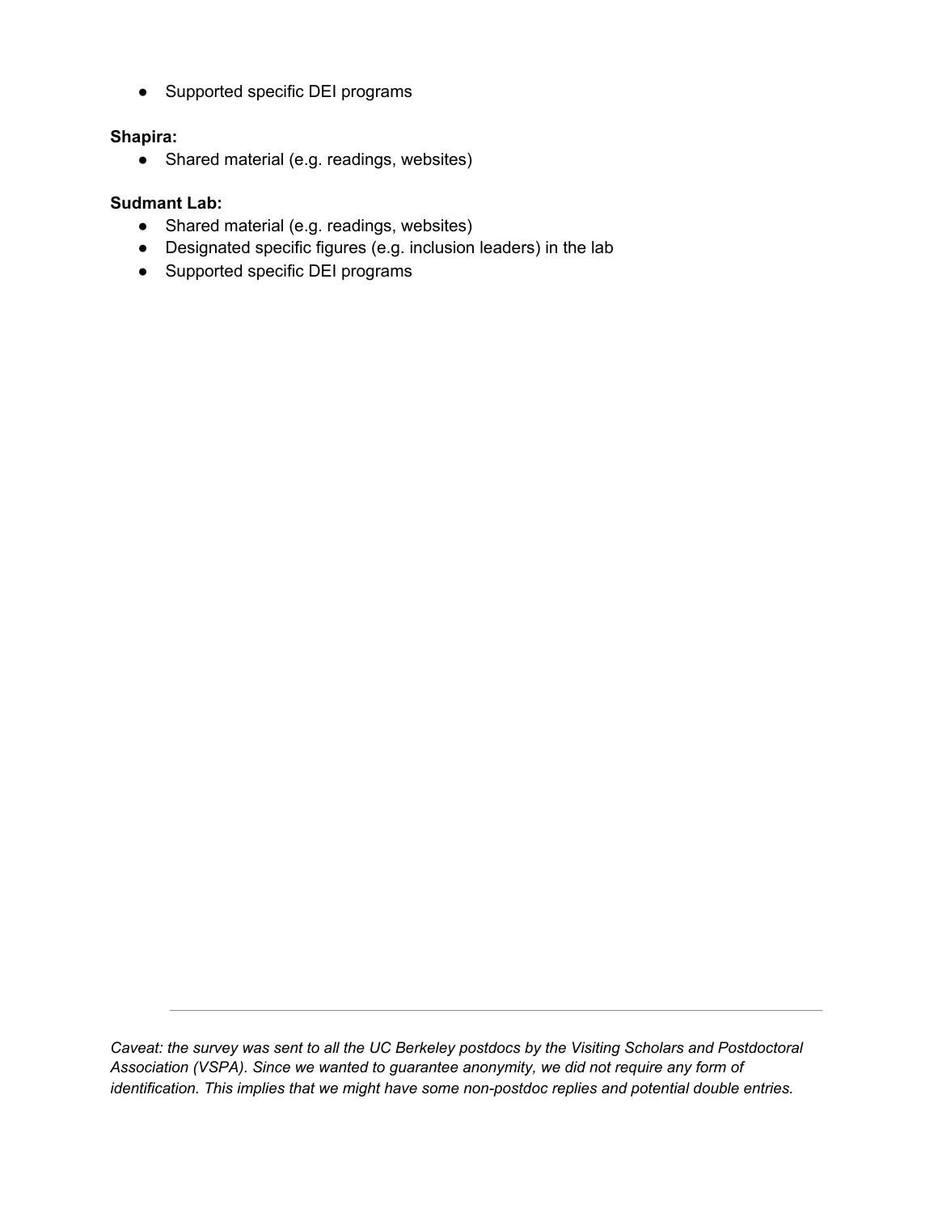- Supported specific DEI programs

**Shapira:**

- Shared material (e.g. readings, websites)

**Sudmant Lab:**

- Shared material (e.g. readings, websites)
- Designated specific figures (e.g. inclusion leaders) in the lab
- Supported specific DEI programs

---

*Caveat: the survey was sent to all the UC Berkeley postdocs by the Visiting Scholars and Postdoctoral Association (VSPA). Since we wanted to guarantee anonymity, we did not require any form of identification. This implies that we might have some non-postdoc replies and potential double entries.*